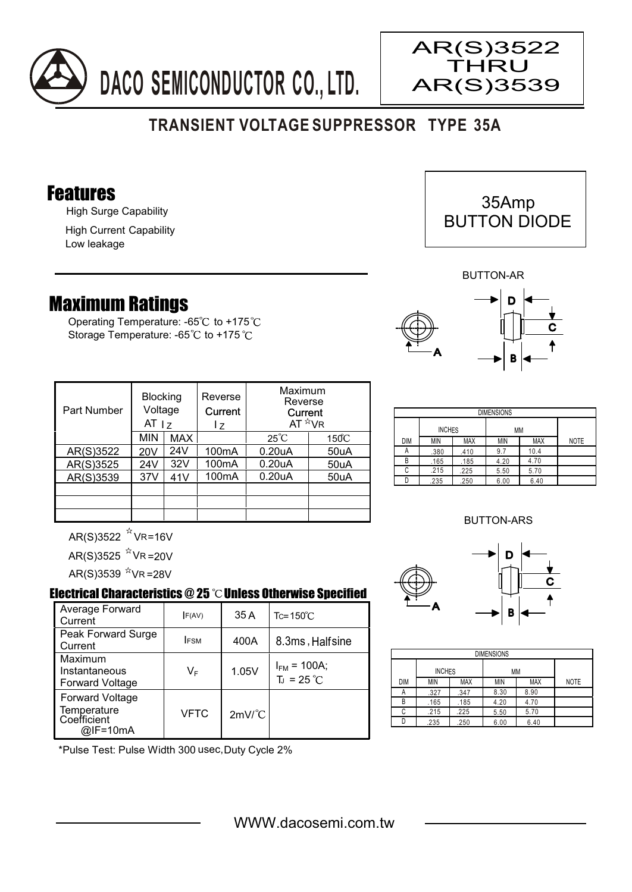DACO SEMICONDUCTOR CO., LTD.

**AR(S)3522 THRU AR(S)3539**

## TRANSIENT VOLTAGE SUPPRESSOR TYPE 35A

35Amp BUTTON DIODE

## Features

- High Surge Capability
- High Current Capability
- Low leakage

## Maximum Ratings

Operating Temperature: -65℃ to +175℃
Storage Temperature: -65℃ to +175℃

| Part Number | Blocking Voltage AT $I_Z$ | | Reverse Current $I_Z$ | Maximum Reverse Current AT ☆VR | |
|---|---|---|---|---|---|
| | MIN | MAX | | 25℃ | 150℃ |
| AR(S)3522 | 20V | 24V | 100mA | 0.20uA | 50uA |
| AR(S)3525 | 24V | 32V | 100mA | 0.20uA | 50uA |
| AR(S)3539 | 37V | 41V | 100mA | 0.20uA | 50uA |
| | | | | | |
| | | | | | |
| | | | | | |

AR(S)3522 ☆VR=16V

AR(S)3525 ☆VR=20V

AR(S)3539 ☆VR=28V

### Electrical Characteristics @ 25 ℃ Unless Otherwise Specified

| | | | |
|---|---|---|---|
| Average Forward Current | $I_{F(AV)}$ | 35 A | $T_C$=150℃ |
| Peak Forward Surge Current | $I_{FSM}$ | 400A | 8.3ms, Halfsine |
| Maximum Instantaneous Forward Voltage | $V_F$ | 1.05V | $I_{FM}$ = 100A; $T_J$ = 25℃ |
| Forward Voltage Temperature Coefficient @IF=10mA | VFTC | 2mV/℃ | |

*Pulse Test: Pulse Width 300 usec, Duty Cycle 2%

BUTTON-AR

| DIM | INCHES MIN | INCHES MAX | MM MIN | MM MAX | NOTE |
|---|---|---|---|---|---|
| A | .380 | .410 | 9.7 | 10.4 | |
| B | .165 | .185 | 4.20 | 4.70 | |
| C | .215 | .225 | 5.50 | 5.70 | |
| D | .235 | .250 | 6.00 | 6.40 | |

BUTTON-ARS

| DIM | INCHES MIN | INCHES MAX | MM MIN | MM MAX | NOTE |
|---|---|---|---|---|---|
| A | .327 | .347 | 8.30 | 8.90 | |
| B | .165 | .185 | 4.20 | 4.70 | |
| C | .215 | .225 | 5.50 | 5.70 | |
| D | .235 | .250 | 6.00 | 6.40 | |

WWW.dacosemi.com.tw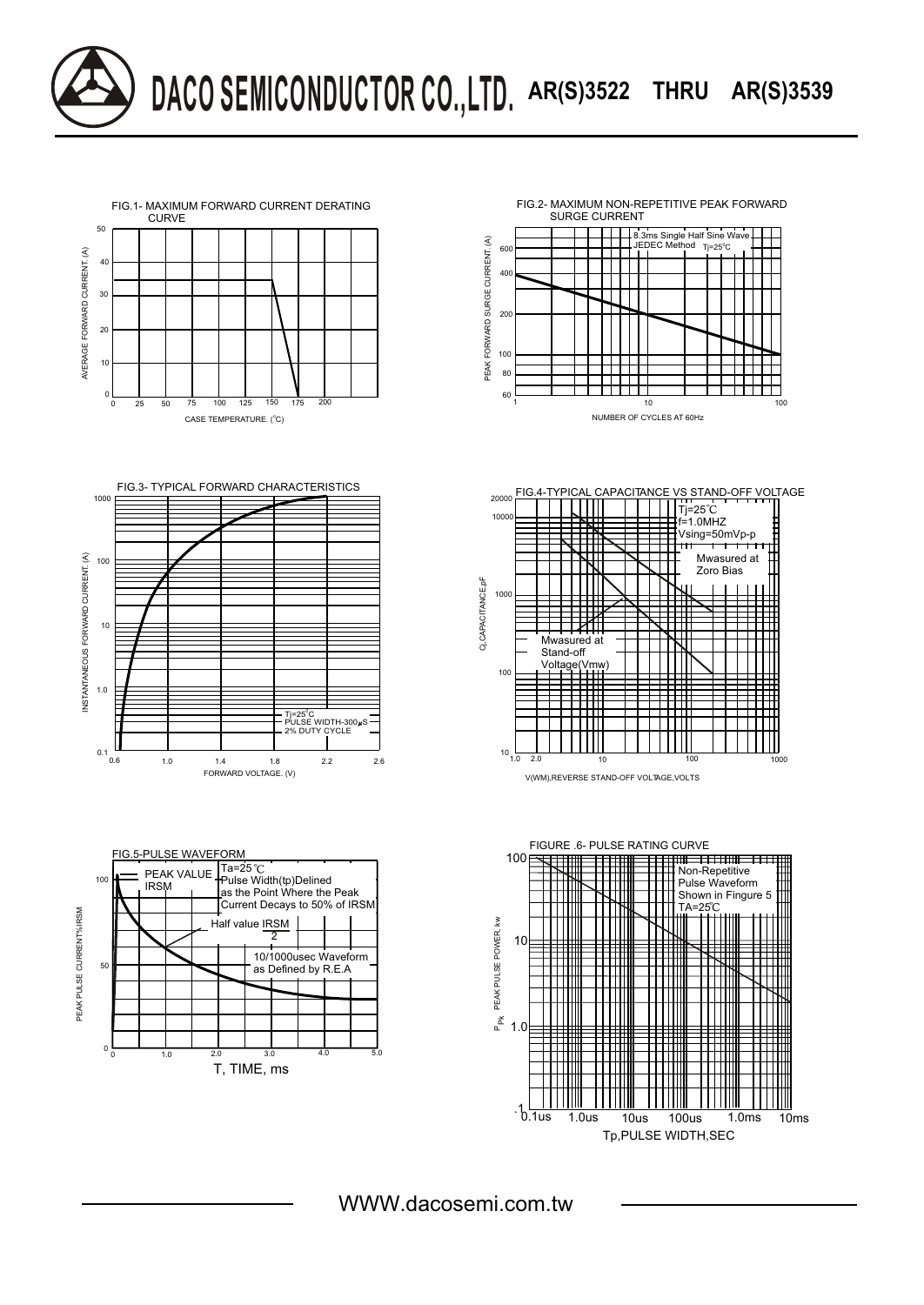# DACO SEMICONDUCTOR CO.,LTD. AR(S)3522 THRU AR(S)3539

FIG.1- MAXIMUM FORWARD CURRENT DERATING CURVE

AVERAGE FORWARD CURRENT. (A)

50
40
30
20
10
0

0 25 50 75 100 125 150 175 200

CASE TEMPERATURE. (°C)

FIG.2- MAXIMUM NON-REPETITIVE PEAK FORWARD SURGE CURRENT

8.3ms Single Half Sine Wave
JEDEC Method Tj=25°C

PEAK FORWARD SURGE CURRENT. (A)

600
400
200
100
80
60

1 10 100

NUMBER OF CYCLES AT 60Hz

FIG.3- TYPICAL FORWARD CHARACTERISTICS

INSTANTANEOUS FORWARD CURRENT. (A)

1000
100
10
1.0
0.1

Tj=25°C
PULSE WIDTH-300μS
2% DUTY CYCLE

0.6 1.0 1.4 1.8 2.2 2.6

FORWARD VOLTAGE. (V)

FIG.4-TYPICAL CAPACITANCE VS STAND-OFF VOLTAGE

Tj=25°C
f=1.0MHZ
Vsing=50mVp-p

Mwasured at Zoro Bias

Mwasured at Stand-off Voltage(Vmw)

Cj,CAPACITANCE,pF

20000
10000
1000
100
10

1.0 2.0 10 100 1000

V(WM),REVERSE STAND-OFF VOLTAGE,VOLTS

FIG.5-PULSE WAVEFORM

PEAK VALUE IRSM

Ta=25°C
Pulse Width(tp)Delined as the Point Where the Peak Current Decays to 50% of IRSM

Half value IRSM/2

10/1000usec Waveform as Defined by R.E.A

PEAK PULSE CURRENT%IRSM

100
50
0

0 1.0 2.0 3.0 4.0 5.0

T, TIME, ms

FIGURE .6- PULSE RATING CURVE

Non-Repetitive Pulse Waveform Shown in Fingure 5
TA=25°C

$P_{Pk}$ PEAK PULSE POWER, kw

100
10
1.0
.1

0.1us 1.0us 10us 100us 1.0ms 10ms

Tp,PULSE WIDTH,SEC

WWW.dacosemi.com.tw